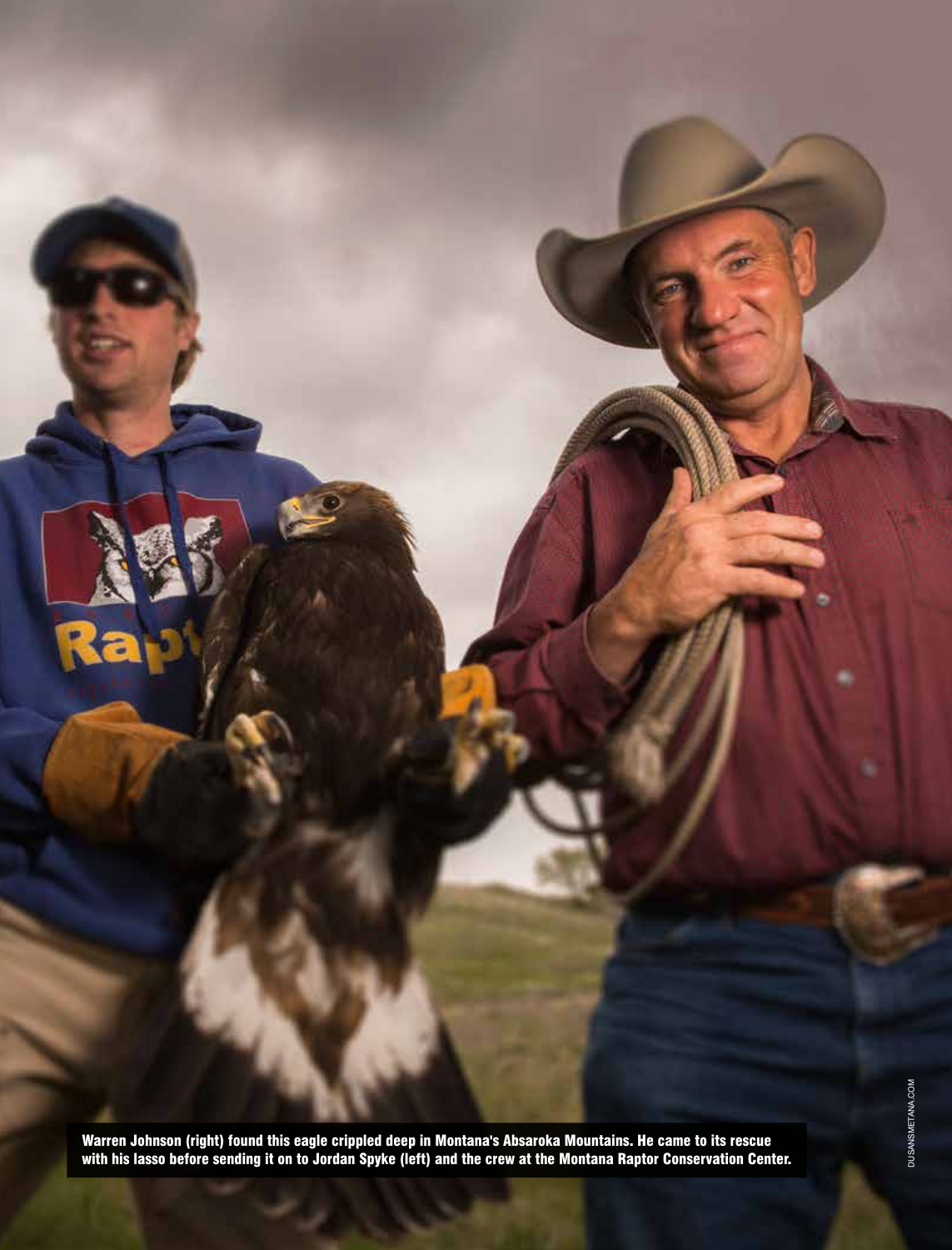Warren Johnson (right) found this eagle crippled deep in Montana's Absaroka Mountains. He came to its rescue with his lasso before sending it on to Jordan Spyke (left) and the crew at the Montana Raptor Conservation Center.

DUSANSMETANA.COM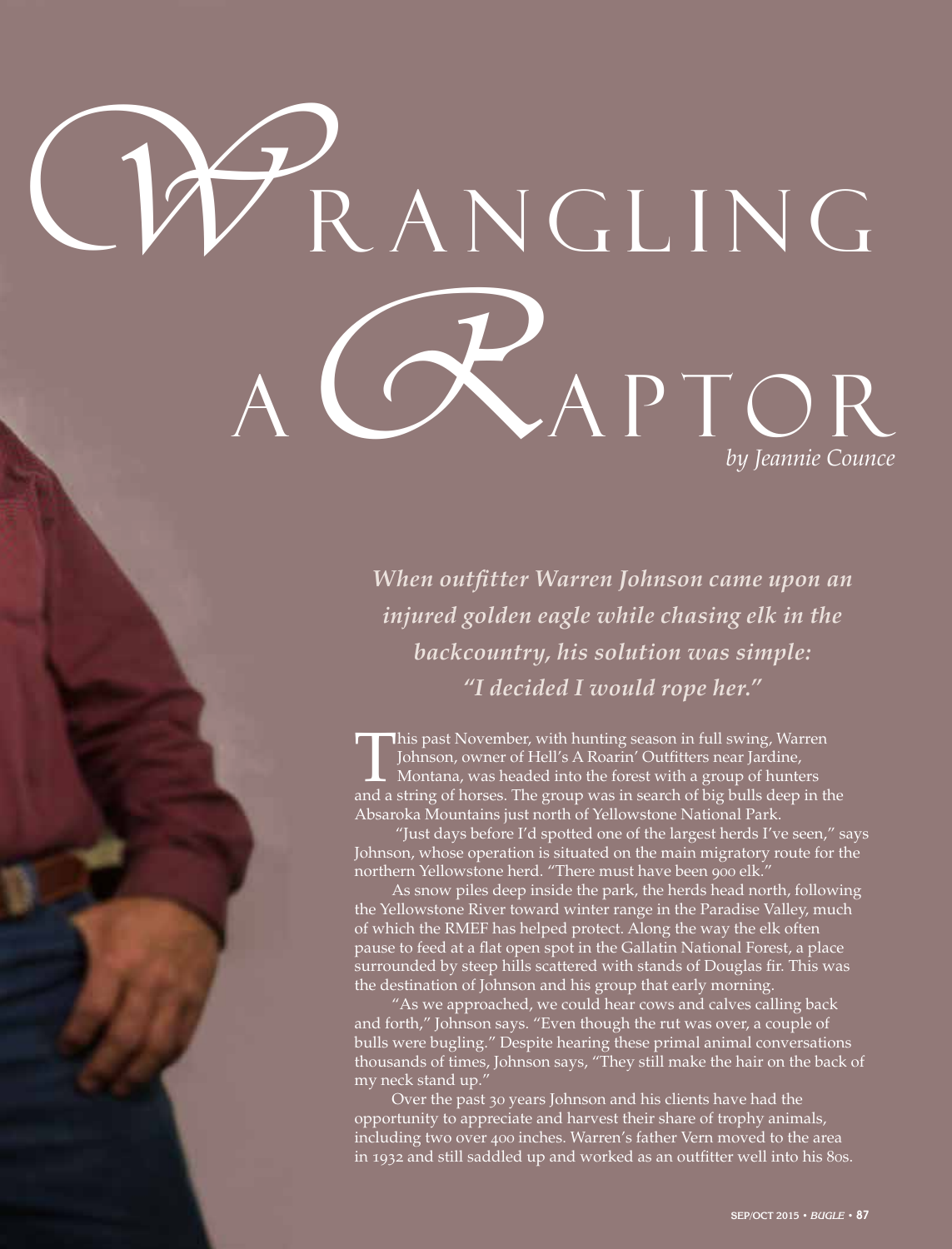# Wrangling a Raptor

*by Jeannie Counce*

***When outfitter Warren Johnson came upon an injured golden eagle while chasing elk in the backcountry, his solution was simple: "I decided I would rope her."***

This past November, with hunting season in full swing, Warren Johnson, owner of Hell's A Roarin' Outfitters near Jardine, Montana, was headed into the forest with a group of hunters and a string of horses. The group was in search of big bulls deep in the Absaroka Mountains just north of Yellowstone National Park.

"Just days before I'd spotted one of the largest herds I've seen," says Johnson, whose operation is situated on the main migratory route for the northern Yellowstone herd. "There must have been 900 elk."

As snow piles deep inside the park, the herds head north, following the Yellowstone River toward winter range in the Paradise Valley, much of which the RMEF has helped protect. Along the way the elk often pause to feed at a flat open spot in the Gallatin National Forest, a place surrounded by steep hills scattered with stands of Douglas fir. This was the destination of Johnson and his group that early morning.

"As we approached, we could hear cows and calves calling back and forth," Johnson says. "Even though the rut was over, a couple of bulls were bugling." Despite hearing these primal animal conversations thousands of times, Johnson says, "They still make the hair on the back of my neck stand up."

Over the past 30 years Johnson and his clients have had the opportunity to appreciate and harvest their share of trophy animals, including two over 400 inches. Warren's father Vern moved to the area in 1932 and still saddled up and worked as an outfitter well into his 80s.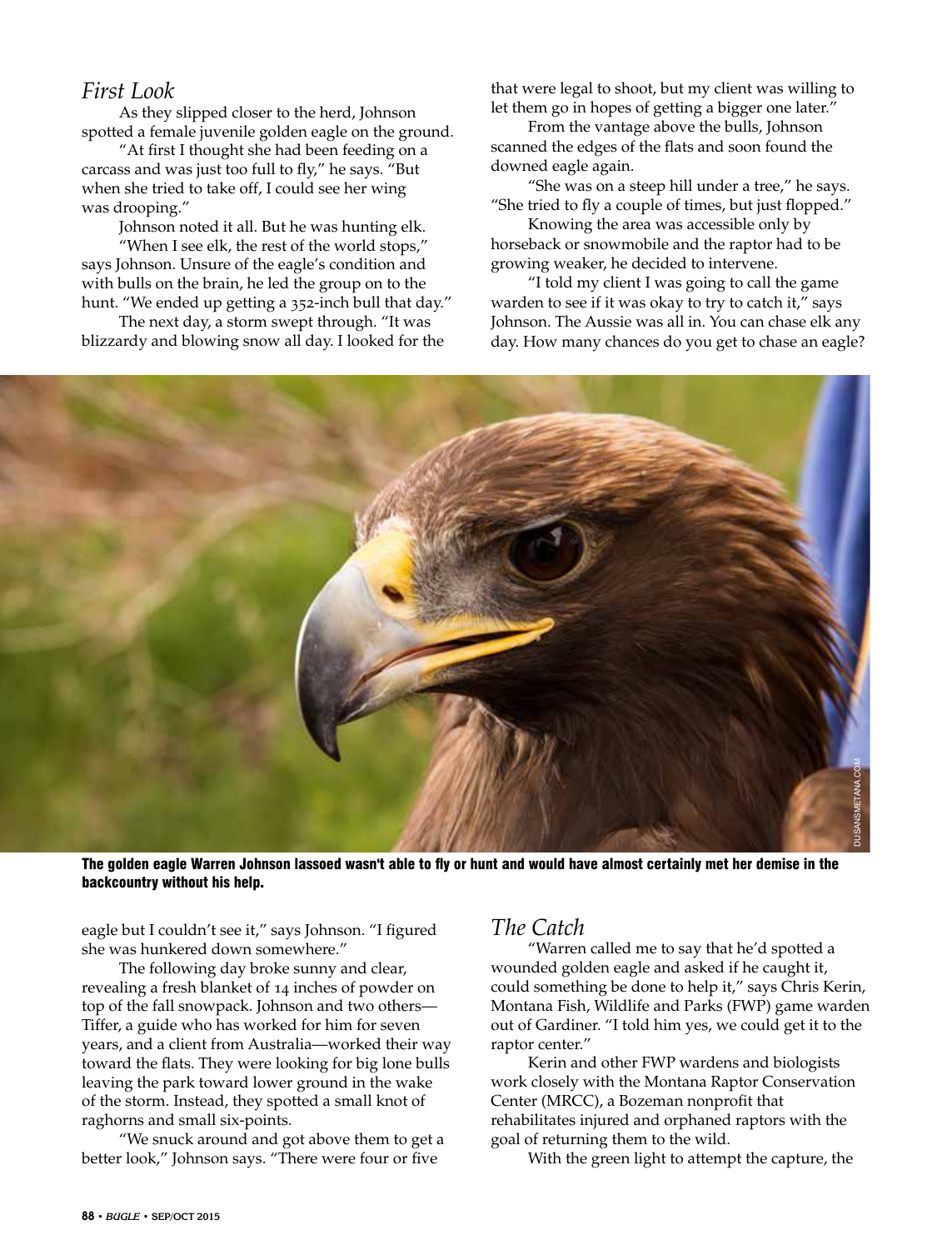## *First Look*

As they slipped closer to the herd, Johnson spotted a female juvenile golden eagle on the ground.

"At first I thought she had been feeding on a carcass and was just too full to fly," he says. "But when she tried to take off, I could see her wing was drooping."

Johnson noted it all. But he was hunting elk.

"When I see elk, the rest of the world stops," says Johnson. Unsure of the eagle's condition and with bulls on the brain, he led the group on to the hunt. "We ended up getting a 352-inch bull that day."

The next day, a storm swept through. "It was blizzardy and blowing snow all day. I looked for the eagle but I couldn't see it," says Johnson. "I figured she was hunkered down somewhere."

The following day broke sunny and clear, revealing a fresh blanket of 14 inches of powder on top of the fall snowpack. Johnson and two others—Tiffer, a guide who has worked for him for seven years, and a client from Australia—worked their way toward the flats. They were looking for big lone bulls leaving the park toward lower ground in the wake of the storm. Instead, they spotted a small knot of raghorns and small six-points.

"We snuck around and got above them to get a better look," Johnson says. "There were four or five that were legal to shoot, but my client was willing to let them go in hopes of getting a bigger one later."

From the vantage above the bulls, Johnson scanned the edges of the flats and soon found the downed eagle again.

"She was on a steep hill under a tree," he says. "She tried to fly a couple of times, but just flopped."

Knowing the area was accessible only by horseback or snowmobile and the raptor had to be growing weaker, he decided to intervene.

"I told my client I was going to call the game warden to see if it was okay to try to catch it," says Johnson. The Aussie was all in. You can chase elk any day. How many chances do you get to chase an eagle?

DUSANSMETANA.COM

**The golden eagle Warren Johnson lassoed wasn't able to fly or hunt and would have almost certainly met her demise in the backcountry without his help.**

## *The Catch*

"Warren called me to say that he'd spotted a wounded golden eagle and asked if he caught it, could something be done to help it," says Chris Kerin, Montana Fish, Wildlife and Parks (FWP) game warden out of Gardiner. "I told him yes, we could get it to the raptor center."

Kerin and other FWP wardens and biologists work closely with the Montana Raptor Conservation Center (MRCC), a Bozeman nonprofit that rehabilitates injured and orphaned raptors with the goal of returning them to the wild.

With the green light to attempt the capture, the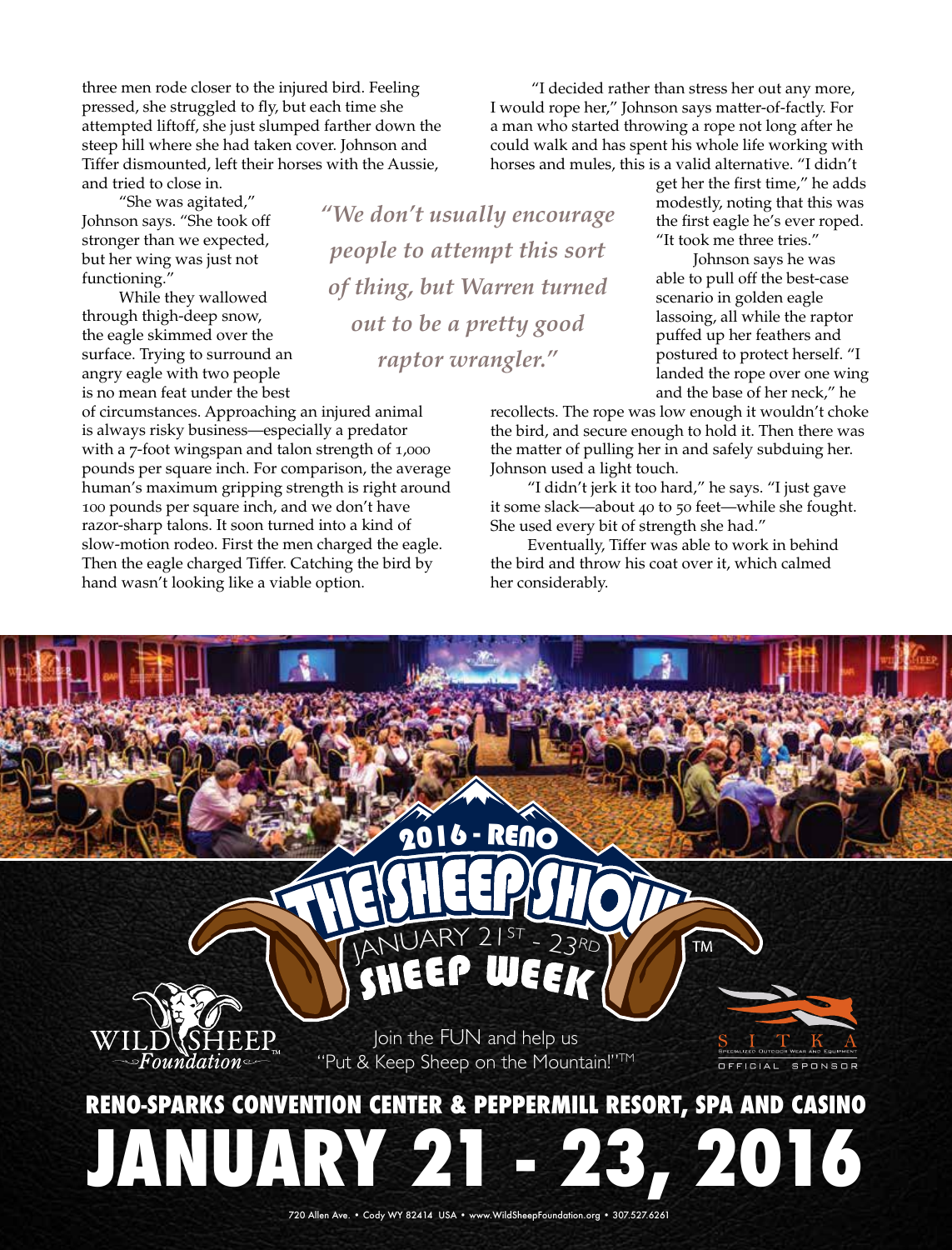three men rode closer to the injured bird. Feeling pressed, she struggled to fly, but each time she attempted liftoff, she just slumped farther down the steep hill where she had taken cover. Johnson and Tiffer dismounted, left their horses with the Aussie, and tried to close in.

"She was agitated," Johnson says. "She took off stronger than we expected, but her wing was just not functioning."

While they wallowed through thigh-deep snow, the eagle skimmed over the surface. Trying to surround an angry eagle with two people is no mean feat under the best of circumstances. Approaching an injured animal is always risky business—especially a predator with a 7-foot wingspan and talon strength of 1,000 pounds per square inch. For comparison, the average human's maximum gripping strength is right around 100 pounds per square inch, and we don't have razor-sharp talons. It soon turned into a kind of slow-motion rodeo. First the men charged the eagle. Then the eagle charged Tiffer. Catching the bird by hand wasn't looking like a viable option.

> *"We don't usually encourage people to attempt this sort of thing, but Warren turned out to be a pretty good raptor wrangler."*

"I decided rather than stress her out any more, I would rope her," Johnson says matter-of-factly. For a man who started throwing a rope not long after he could walk and has spent his whole life working with horses and mules, this is a valid alternative. "I didn't get her the first time," he adds modestly, noting that this was the first eagle he's ever roped. "It took me three tries."

Johnson says he was able to pull off the best-case scenario in golden eagle lassoing, all while the raptor puffed up her feathers and postured to protect herself. "I landed the rope over one wing and the base of her neck," he recollects. The rope was low enough it wouldn't choke the bird, and secure enough to hold it. Then there was the matter of pulling her in and safely subduing her. Johnson used a light touch.

"I didn't jerk it too hard," he says. "I just gave it some slack—about 40 to 50 feet—while she fought. She used every bit of strength she had."

Eventually, Tiffer was able to work in behind the bird and throw his coat over it, which calmed her considerably.

**2016 - RENO THE SHEEP SHOW™**

**JANUARY 21ST - 23RD SHEEP WEEK**

WILD SHEEP Foundation™

Join the FUN and help us "Put & Keep Sheep on the Mountain!"™

SITKA Specialized Outdoor Wear and Equipment — OFFICIAL SPONSOR

**RENO-SPARKS CONVENTION CENTER & PEPPERMILL RESORT, SPA AND CASINO**

# JANUARY 21 - 23, 2016

720 Allen Ave. • Cody WY 82414 USA • www.WildSheepFoundation.org • 307.527.6261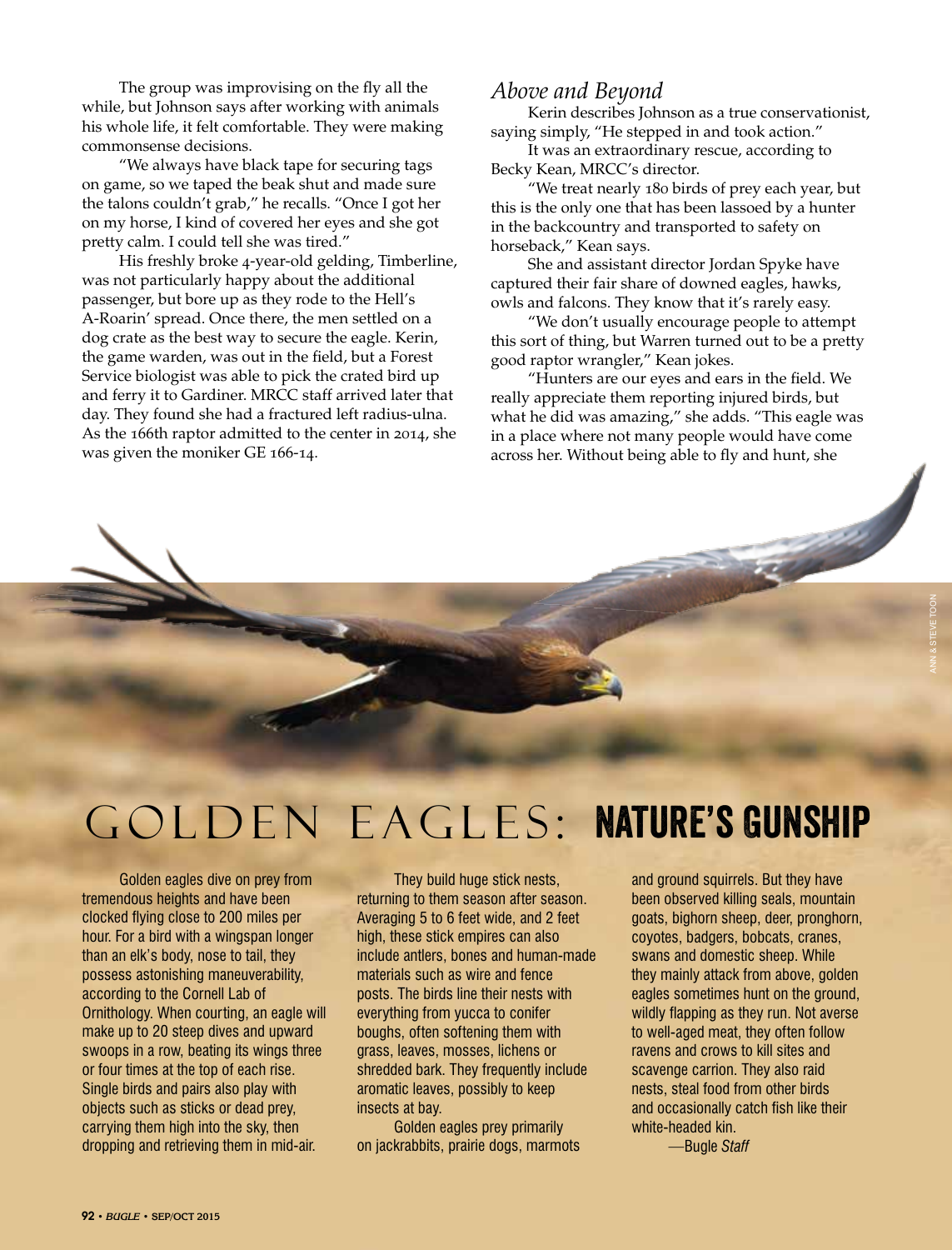The group was improvising on the fly all the while, but Johnson says after working with animals his whole life, it felt comfortable. They were making commonsense decisions.

"We always have black tape for securing tags on game, so we taped the beak shut and made sure the talons couldn't grab," he recalls. "Once I got her on my horse, I kind of covered her eyes and she got pretty calm. I could tell she was tired."

His freshly broke 4-year-old gelding, Timberline, was not particularly happy about the additional passenger, but bore up as they rode to the Hell's A-Roarin' spread. Once there, the men settled on a dog crate as the best way to secure the eagle. Kerin, the game warden, was out in the field, but a Forest Service biologist was able to pick the crated bird up and ferry it to Gardiner. MRCC staff arrived later that day. They found she had a fractured left radius-ulna. As the 166th raptor admitted to the center in 2014, she was given the moniker GE 166-14.

## *Above and Beyond*

Kerin describes Johnson as a true conservationist, saying simply, "He stepped in and took action."

It was an extraordinary rescue, according to Becky Kean, MRCC's director.

"We treat nearly 180 birds of prey each year, but this is the only one that has been lassoed by a hunter in the backcountry and transported to safety on horseback," Kean says.

She and assistant director Jordan Spyke have captured their fair share of downed eagles, hawks, owls and falcons. They know that it's rarely easy.

"We don't usually encourage people to attempt this sort of thing, but Warren turned out to be a pretty good raptor wrangler," Kean jokes.

"Hunters are our eyes and ears in the field. We really appreciate them reporting injured birds, but what he did was amazing," she adds. "This eagle was in a place where not many people would have come across her. Without being able to fly and hunt, she

ANN & STEVE TOON

# GOLDEN EAGLES: **NATURE'S GUNSHIP**

Golden eagles dive on prey from tremendous heights and have been clocked flying close to 200 miles per hour. For a bird with a wingspan longer than an elk's body, nose to tail, they possess astonishing maneuverability, according to the Cornell Lab of Ornithology. When courting, an eagle will make up to 20 steep dives and upward swoops in a row, beating its wings three or four times at the top of each rise. Single birds and pairs also play with objects such as sticks or dead prey, carrying them high into the sky, then dropping and retrieving them in mid-air.

They build huge stick nests, returning to them season after season. Averaging 5 to 6 feet wide, and 2 feet high, these stick empires can also include antlers, bones and human-made materials such as wire and fence posts. The birds line their nests with everything from yucca to conifer boughs, often softening them with grass, leaves, mosses, lichens or shredded bark. They frequently include aromatic leaves, possibly to keep insects at bay.

Golden eagles prey primarily on jackrabbits, prairie dogs, marmots and ground squirrels. But they have been observed killing seals, mountain goats, bighorn sheep, deer, pronghorn, coyotes, badgers, bobcats, cranes, swans and domestic sheep. While they mainly attack from above, golden eagles sometimes hunt on the ground, wildly flapping as they run. Not averse to well-aged meat, they often follow ravens and crows to kill sites and scavenge carrion. They also raid nests, steal food from other birds and occasionally catch fish like their white-headed kin.

—Bugle *Staff*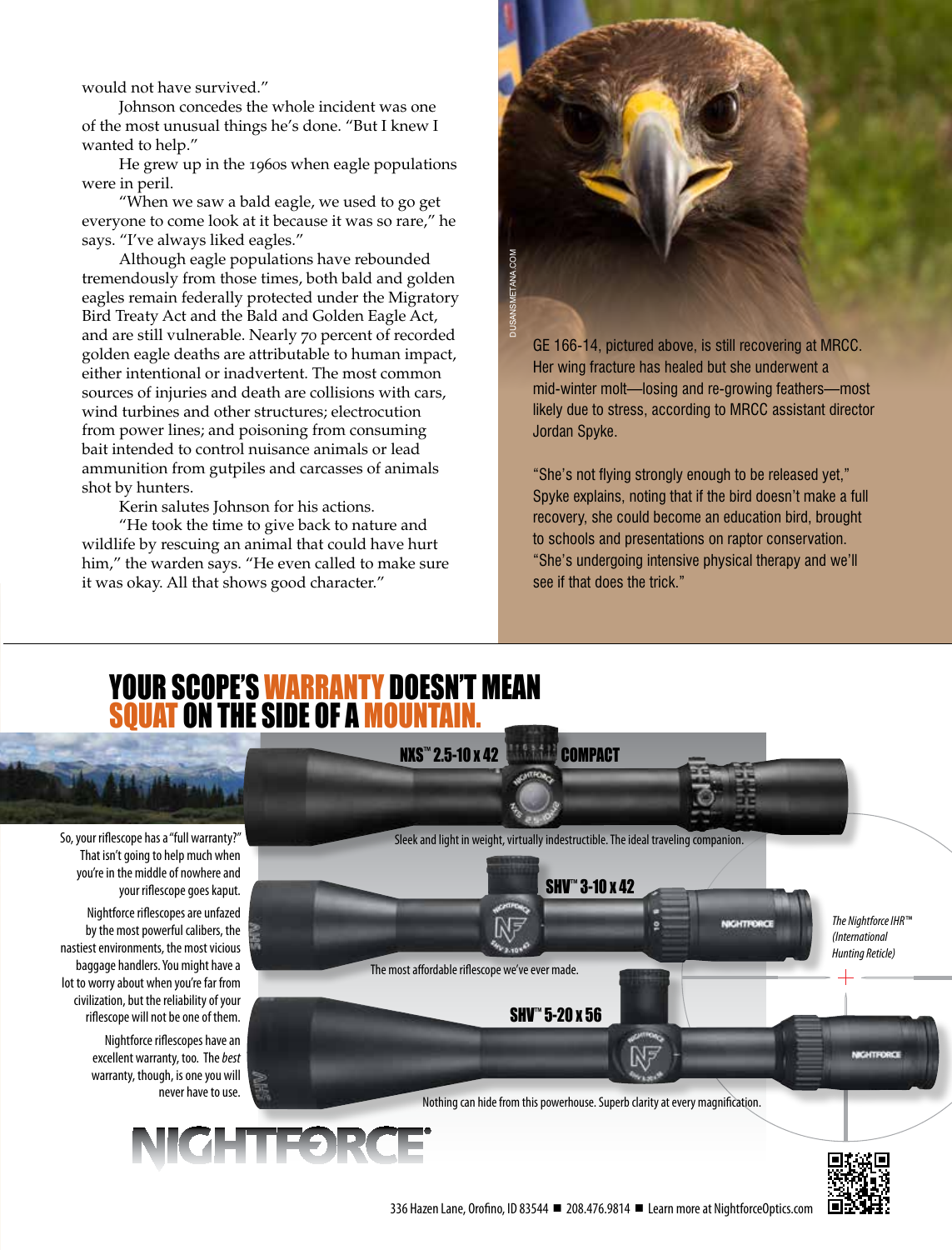would not have survived."

Johnson concedes the whole incident was one of the most unusual things he's done. "But I knew I wanted to help."

He grew up in the 1960s when eagle populations were in peril.

"When we saw a bald eagle, we used to go get everyone to come look at it because it was so rare," he says. "I've always liked eagles."

Although eagle populations have rebounded tremendously from those times, both bald and golden eagles remain federally protected under the Migratory Bird Treaty Act and the Bald and Golden Eagle Act, and are still vulnerable. Nearly 70 percent of recorded golden eagle deaths are attributable to human impact, either intentional or inadvertent. The most common sources of injuries and death are collisions with cars, wind turbines and other structures; electrocution from power lines; and poisoning from consuming bait intended to control nuisance animals or lead ammunition from gutpiles and carcasses of animals shot by hunters.

Kerin salutes Johnson for his actions.

"He took the time to give back to nature and wildlife by rescuing an animal that could have hurt him," the warden says. "He even called to make sure it was okay. All that shows good character."

DUSANSMETANA.COM

GE 166-14, pictured above, is still recovering at MRCC. Her wing fracture has healed but she underwent a mid-winter molt—losing and re-growing feathers—most likely due to stress, according to MRCC assistant director Jordan Spyke.

"She's not flying strongly enough to be released yet," Spyke explains, noting that if the bird doesn't make a full recovery, she could become an education bird, brought to schools and presentations on raptor conservation. "She's undergoing intensive physical therapy and we'll see if that does the trick."

---

# YOUR SCOPE'S WARRANTY DOESN'T MEAN SQUAT ON THE SIDE OF A MOUNTAIN.

So, your riflescope has a "full warranty?" That isn't going to help much when you're in the middle of nowhere and your riflescope goes kaput.

Nightforce riflescopes are unfazed by the most powerful calibers, the nastiest environments, the most vicious baggage handlers. You might have a lot to worry about when you're far from civilization, but the reliability of your riflescope will not be one of them.

Nightforce riflescopes have an excellent warranty, too. The *best* warranty, though, is one you will never have to use.

**NXS™ 2.5-10 x 42 COMPACT**

Sleek and light in weight, virtually indestructible. The ideal traveling companion.

**SHV™ 3-10 x 42**

The most affordable riflescope we've ever made.

**SHV™ 5-20 x 56**

Nothing can hide from this powerhouse. Superb clarity at every magnification.

*The Nightforce IHR™ (International Hunting Reticle)*

NIGHTFORCE®

336 Hazen Lane, Orofino, ID 83544 ■ 208.476.9814 ■ Learn more at NightforceOptics.com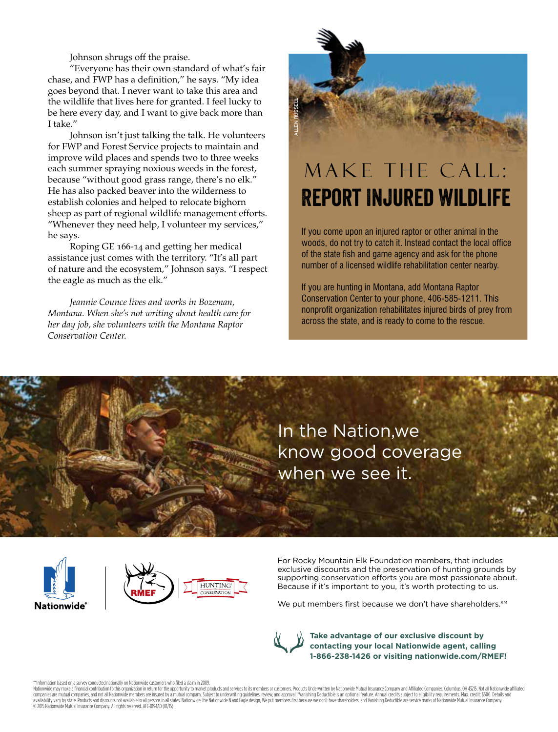Johnson shrugs off the praise.

"Everyone has their own standard of what's fair chase, and FWP has a definition," he says. "My idea goes beyond that. I never want to take this area and the wildlife that lives here for granted. I feel lucky to be here every day, and I want to give back more than I take."

Johnson isn't just talking the talk. He volunteers for FWP and Forest Service projects to maintain and improve wild places and spends two to three weeks each summer spraying noxious weeds in the forest, because "without good grass range, there's no elk." He has also packed beaver into the wilderness to establish colonies and helped to relocate bighorn sheep as part of regional wildlife management efforts. "Whenever they need help, I volunteer my services," he says.

Roping GE 166-14 and getting her medical assistance just comes with the territory. "It's all part of nature and the ecosystem," Johnson says. "I respect the eagle as much as the elk."

*Jeannie Counce lives and works in Bozeman, Montana. When she's not writing about health care for her day job, she volunteers with the Montana Raptor Conservation Center.*

ALLEN RUSSELL

## MAKE THE CALL: REPORT INJURED WILDLIFE

If you come upon an injured raptor or other animal in the woods, do not try to catch it. Instead contact the local office of the state fish and game agency and ask for the phone number of a licensed wildlife rehabilitation center nearby.

If you are hunting in Montana, add Montana Raptor Conservation Center to your phone, 406-585-1211. This nonprofit organization rehabilitates injured birds of prey from across the state, and is ready to come to the rescue.

In the Nation,we know good coverage when we see it.

Nationwide®

RMEF

HUNTING CONSERVATION

For Rocky Mountain Elk Foundation members, that includes exclusive discounts and the preservation of hunting grounds by supporting conservation efforts you are most passionate about. Because if it's important to you, it's worth protecting to us.

We put members first because we don't have shareholders.SM

**Take advantage of our exclusive discount by contacting your local Nationwide agent, calling 1-866-238-1426 or visiting nationwide.com/RMEF!**

**Information based on a survey conducted nationally on Nationwide customers who filed a claim in 2009.
Nationwide may make a financial contribution to this organization in return for the opportunity to market products and services to its members or customers. Products Underwritten by Nationwide Mutual Insurance Company and Affiliated Companies, Columbus, OH 43215. Not all Nationwide affiliated companies are mutual companies, and not all Nationwide members are insured by a mutual company. Subject to underwriting guidelines, review, and approval. *Vanishing Deductible is an optional feature. Annual credits subject to eligibility requirements. Max. credit: $500. Details and availability vary by state. Products and discounts not available to all persons in all states. Nationwide, the Nationwide N and Eagle design, We put members first because we don't have shareholders, and Vanishing Deductible are service marks of Nationwide Mutual Insurance Company.
© 2015 Nationwide Mutual Insurance Company. All rights reserved. AFC-0194AO (01/15)